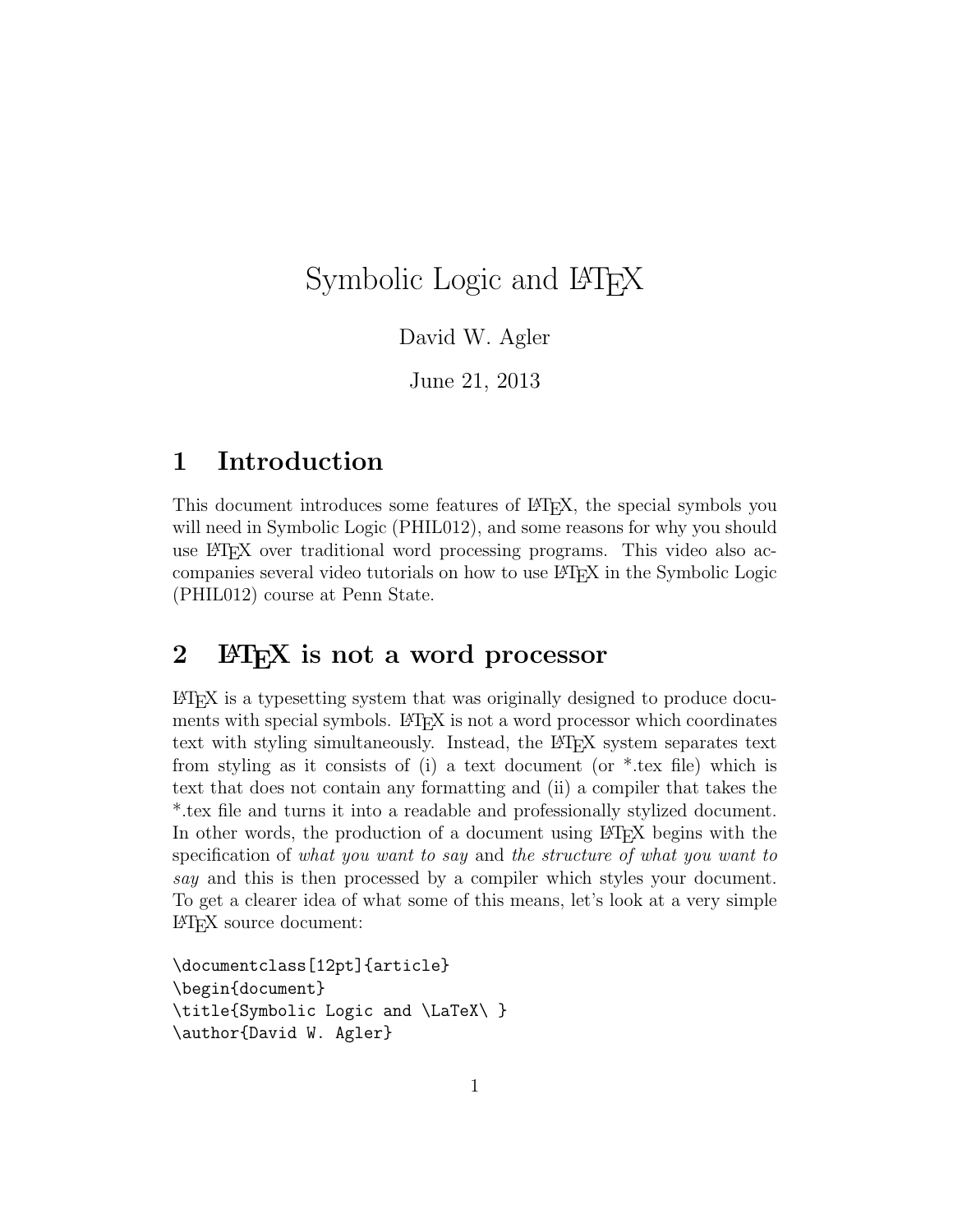# Symbolic Logic and LaTeX

David W. Agler

June 21, 2013

## 1 Introduction

This document introduces some features of LaTeX, the special symbols you will need in Symbolic Logic (PHIL012), and some reasons for why you should use LaTeX over traditional word processing programs. This video also accompanies several video tutorials on how to use LaTeX in the Symbolic Logic (PHIL012) course at Penn State.

## 2 LaTeX is not a word processor

LaTeX is a typesetting system that was originally designed to produce documents with special symbols. LaTeX is not a word processor which coordinates text with styling simultaneously. Instead, the LaTeX system separates text from styling as it consists of (i) a text document (or *.tex file) which is text that does not contain any formatting and (ii) a compiler that takes the *.tex file and turns it into a readable and professionally stylized document. In other words, the production of a document using LaTeX begins with the specification of *what you want to say* and *the structure of what you want to say* and this is then processed by a compiler which styles your document. To get a clearer idea of what some of this means, let's look at a very simple LaTeX source document:

```
\documentclass[12pt]{article}
\begin{document}
\title{Symbolic Logic and \LaTeX\ }
\author{David W. Agler}
```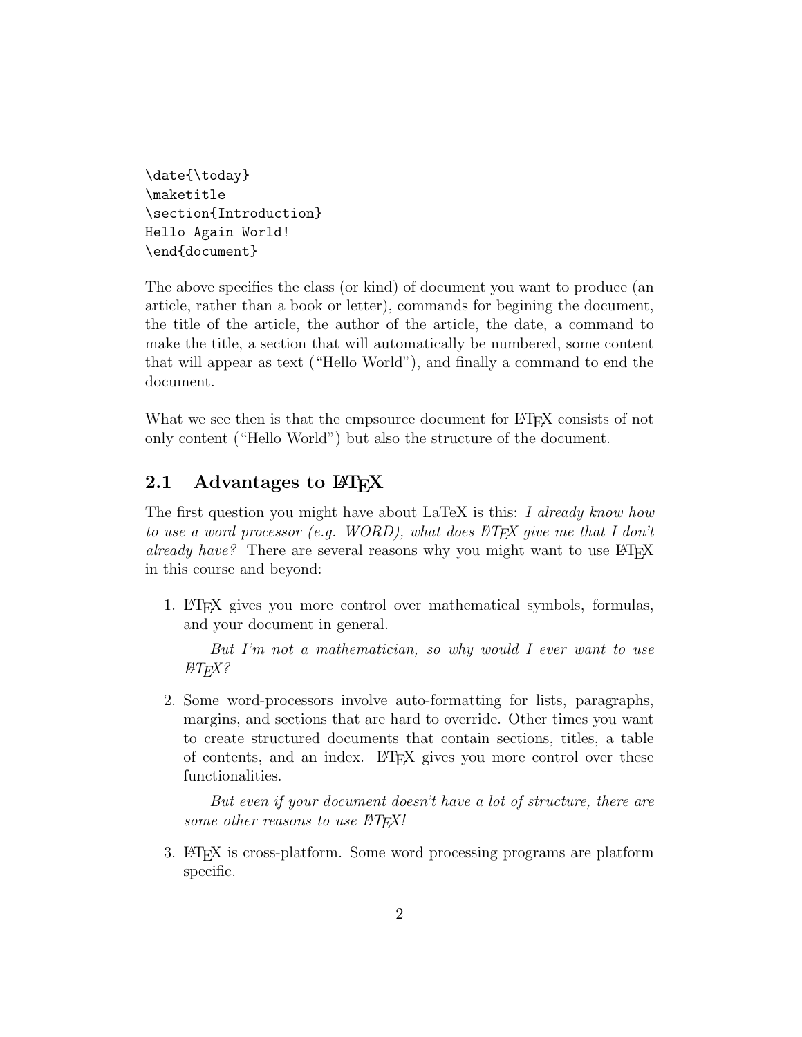```
\date{\today}
\maketitle
\section{Introduction}
Hello Again World!
\end{document}
```

The above specifies the class (or kind) of document you want to produce (an article, rather than a book or letter), commands for begining the document, the title of the article, the author of the article, the date, a command to make the title, a section that will automatically be numbered, some content that will appear as text ("Hello World"), and finally a command to end the document.

What we see then is that the empsource document for LaTeX consists of not only content ("Hello World") but also the structure of the document.

## 2.1 Advantages to LaTeX

The first question you might have about LaTeX is this: *I already know how to use a word processor (e.g. WORD), what does LaTeX give me that I don't already have?* There are several reasons why you might want to use LaTeX in this course and beyond:

1. LaTeX gives you more control over mathematical symbols, formulas, and your document in general.

   *But I'm not a mathematician, so why would I ever want to use LaTeX?*

2. Some word-processors involve auto-formatting for lists, paragraphs, margins, and sections that are hard to override. Other times you want to create structured documents that contain sections, titles, a table of contents, and an index. LaTeX gives you more control over these functionalities.

   *But even if your document doesn't have a lot of structure, there are some other reasons to use LaTeX!*

3. LaTeX is cross-platform. Some word processing programs are platform specific.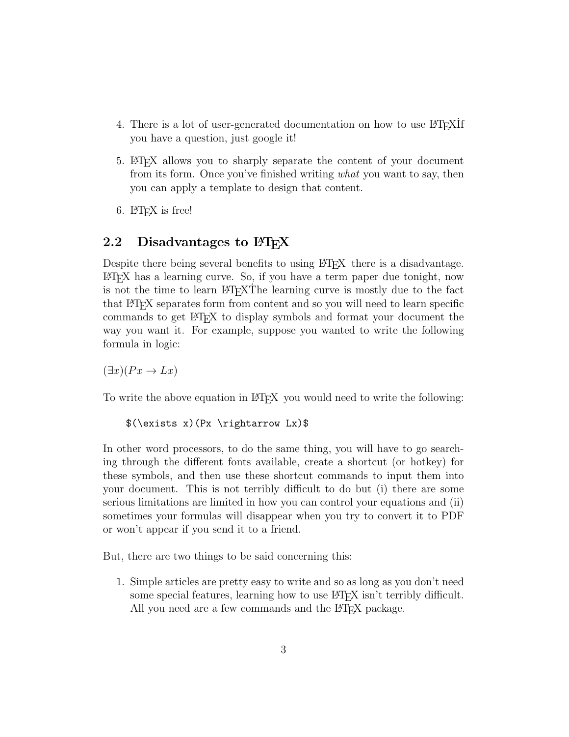4. There is a lot of user-generated documentation on how to use LaTeX˙If you have a question, just google it!

5. LaTeX allows you to sharply separate the content of your document from its form. Once you've finished writing *what* you want to say, then you can apply a template to design that content.

6. LaTeX is free!

## 2.2 Disadvantages to LaTeX

Despite there being several benefits to using LaTeX there is a disadvantage. LaTeX has a learning curve. So, if you have a term paper due tonight, now is not the time to learn LaTeX˙The learning curve is mostly due to the fact that LaTeX separates form from content and so you will need to learn specific commands to get LaTeX to display symbols and format your document the way you want it. For example, suppose you wanted to write the following formula in logic:

$(\exists x)(Px \rightarrow Lx)$

To write the above equation in LaTeX you would need to write the following:

```
$(\exists x)(Px \rightarrow Lx)$
```

In other word processors, to do the same thing, you will have to go searching through the different fonts available, create a shortcut (or hotkey) for these symbols, and then use these shortcut commands to input them into your document. This is not terribly difficult to do but (i) there are some serious limitations are limited in how you can control your equations and (ii) sometimes your formulas will disappear when you try to convert it to PDF or won't appear if you send it to a friend.

But, there are two things to be said concerning this:

1. Simple articles are pretty easy to write and so as long as you don't need some special features, learning how to use LaTeX isn't terribly difficult. All you need are a few commands and the LaTeX package.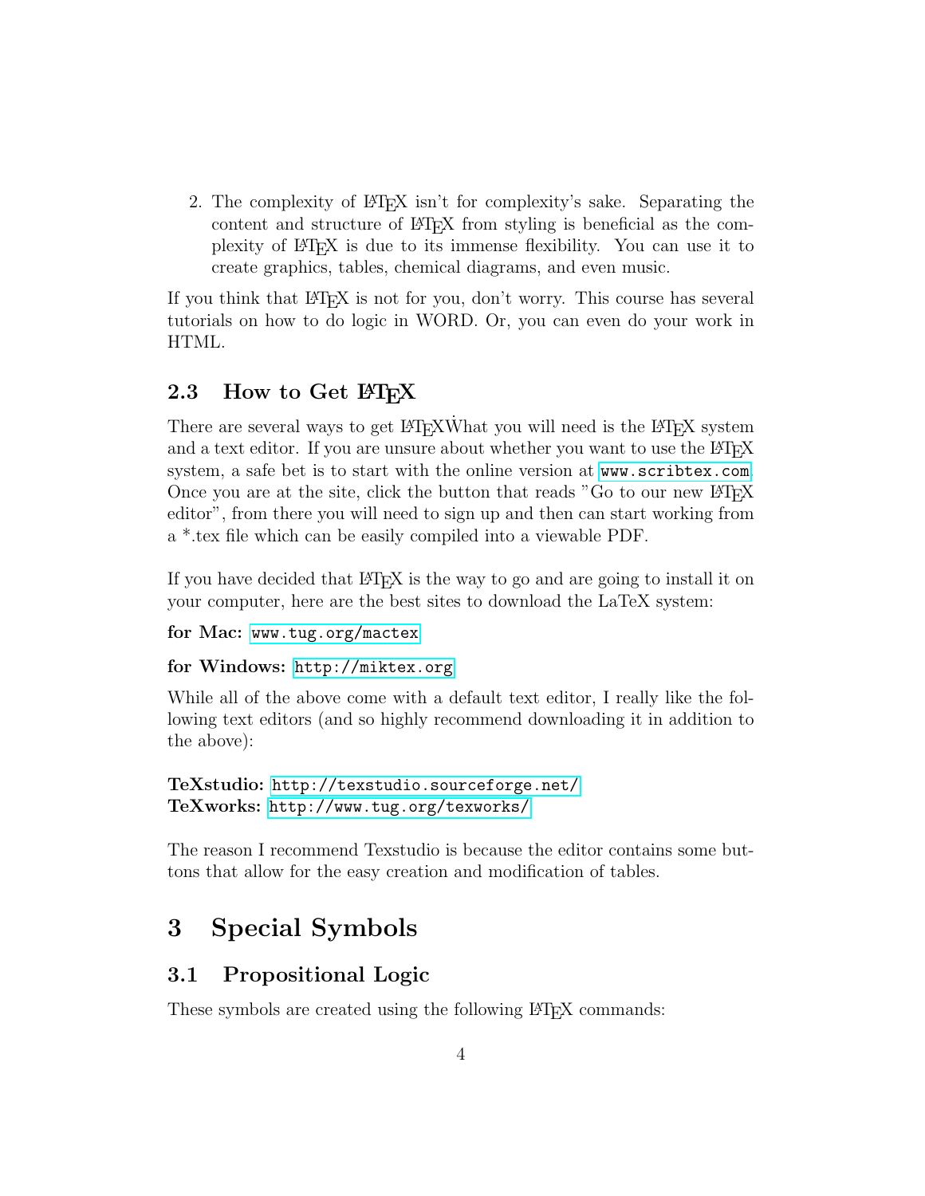2. The complexity of LaTeX isn't for complexity's sake. Separating the content and structure of LaTeX from styling is beneficial as the complexity of LaTeX is due to its immense flexibility. You can use it to create graphics, tables, chemical diagrams, and even music.

If you think that LaTeX is not for you, don't worry. This course has several tutorials on how to do logic in WORD. Or, you can even do your work in HTML.

### 2.3 How to Get LaTeX

There are several ways to get LaTeXẆhat you will need is the LaTeX system and a text editor. If you are unsure about whether you want to use the LaTeX system, a safe bet is to start with the online version at `www.scribtex.com`. Once you are at the site, click the button that reads "Go to our new LaTeX editor", from there you will need to sign up and then can start working from a *.tex file which can be easily compiled into a viewable PDF.

If you have decided that LaTeX is the way to go and are going to install it on your computer, here are the best sites to download the LaTeX system:

**for Mac:** `www.tug.org/mactex`

**for Windows:** `http://miktex.org`

While all of the above come with a default text editor, I really like the following text editors (and so highly recommend downloading it in addition to the above):

**TeXstudio:** `http://texstudio.sourceforge.net/`
**TeXworks:** `http://www.tug.org/texworks/`

The reason I recommend Texstudio is because the editor contains some buttons that allow for the easy creation and modification of tables.

## 3 Special Symbols

### 3.1 Propositional Logic

These symbols are created using the following LaTeX commands: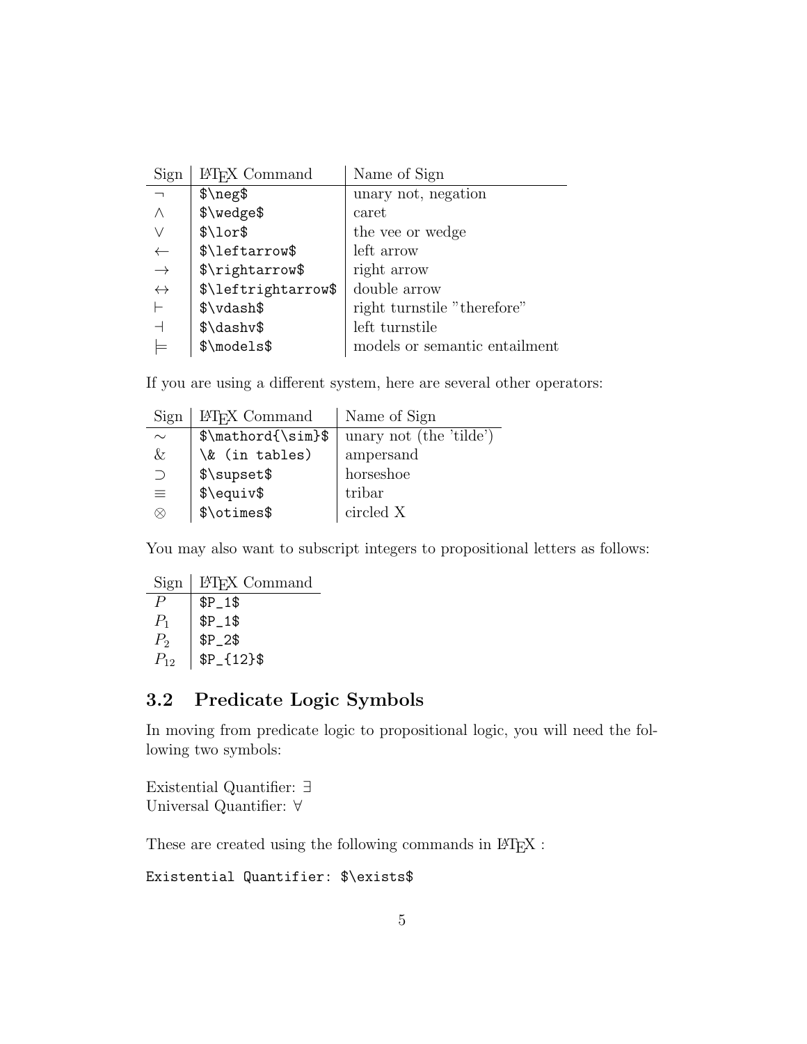| Sign | LaTeX Command | Name of Sign |
|---|---|---|
| $\neg$ | `$\neg$` | unary not, negation |
| $\wedge$ | `$\wedge$` | caret |
| $\lor$ | `$\lor$` | the vee or wedge |
| $\leftarrow$ | `$\leftarrow$` | left arrow |
| $\rightarrow$ | `$\rightarrow$` | right arrow |
| $\leftrightarrow$ | `$\leftrightarrow$` | double arrow |
| $\vdash$ | `$\vdash$` | right turnstile "therefore" |
| $\dashv$ | `$\dashv$` | left turnstile |
| $\models$ | `$\models$` | models or semantic entailment |

If you are using a different system, here are several other operators:

| Sign | LaTeX Command | Name of Sign |
|---|---|---|
| $\mathord{\sim}$ | `$\mathord{\sim}$` | unary not (the 'tilde') |
| & | `\& (in tables)` | ampersand |
| $\supset$ | `$\supset$` | horseshoe |
| $\equiv$ | `$\equiv$` | tribar |
| $\otimes$ | `$\otimes$` | circled X |

You may also want to subscript integers to propositional letters as follows:

| Sign | LaTeX Command |
|---|---|
| $P$ | `$P_1$` |
| $P_1$ | `$P_1$` |
| $P_2$ | `$P_2$` |
| $P_{12}$ | `$P_{12}$` |

## 3.2 Predicate Logic Symbols

In moving from predicate logic to propositional logic, you will need the following two symbols:

Existential Quantifier: $\exists$
Universal Quantifier: $\forall$

These are created using the following commands in LaTeX :

```
Existential Quantifier: $\exists$
```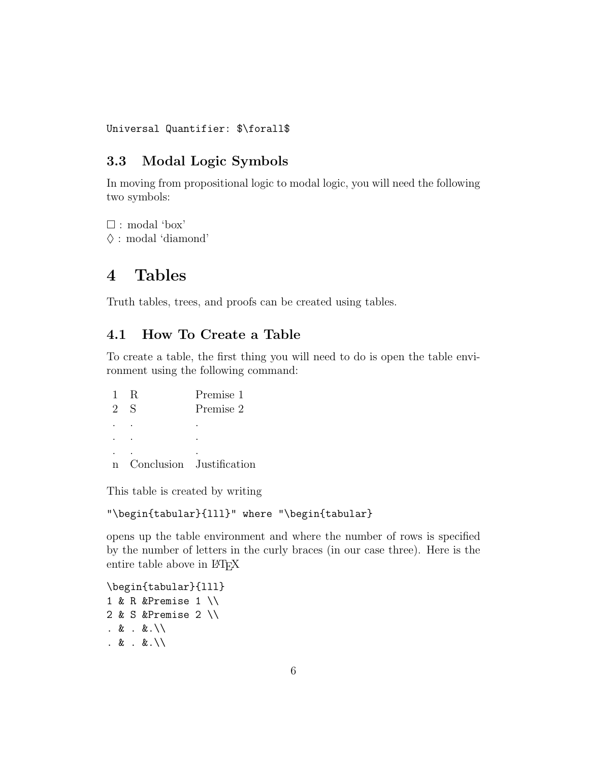```
Universal Quantifier: $\forall$
```

### 3.3 Modal Logic Symbols

In moving from propositional logic to modal logic, you will need the following two symbols:

$\Box$ : modal 'box'
$\Diamond$ : modal 'diamond'

## 4 Tables

Truth tables, trees, and proofs can be created using tables.

### 4.1 How To Create a Table

To create a table, the first thing you will need to do is open the table environment using the following command:

| | | |
|---|---|---|
| 1 | R | Premise 1 |
| 2 | S | Premise 2 |
| . | . | . |
| . | . | . |
| . | . | . |
| n | Conclusion | Justification |

This table is created by writing

```
"\begin{tabular}{lll}" where "\begin{tabular}
```

opens up the table environment and where the number of rows is specified by the number of letters in the curly braces (in our case three). Here is the entire table above in LaTeX

```
\begin{tabular}{lll}
1 & R &Premise 1 \\
2 & S &Premise 2 \\
. & . &.\\
. & . &.\\
```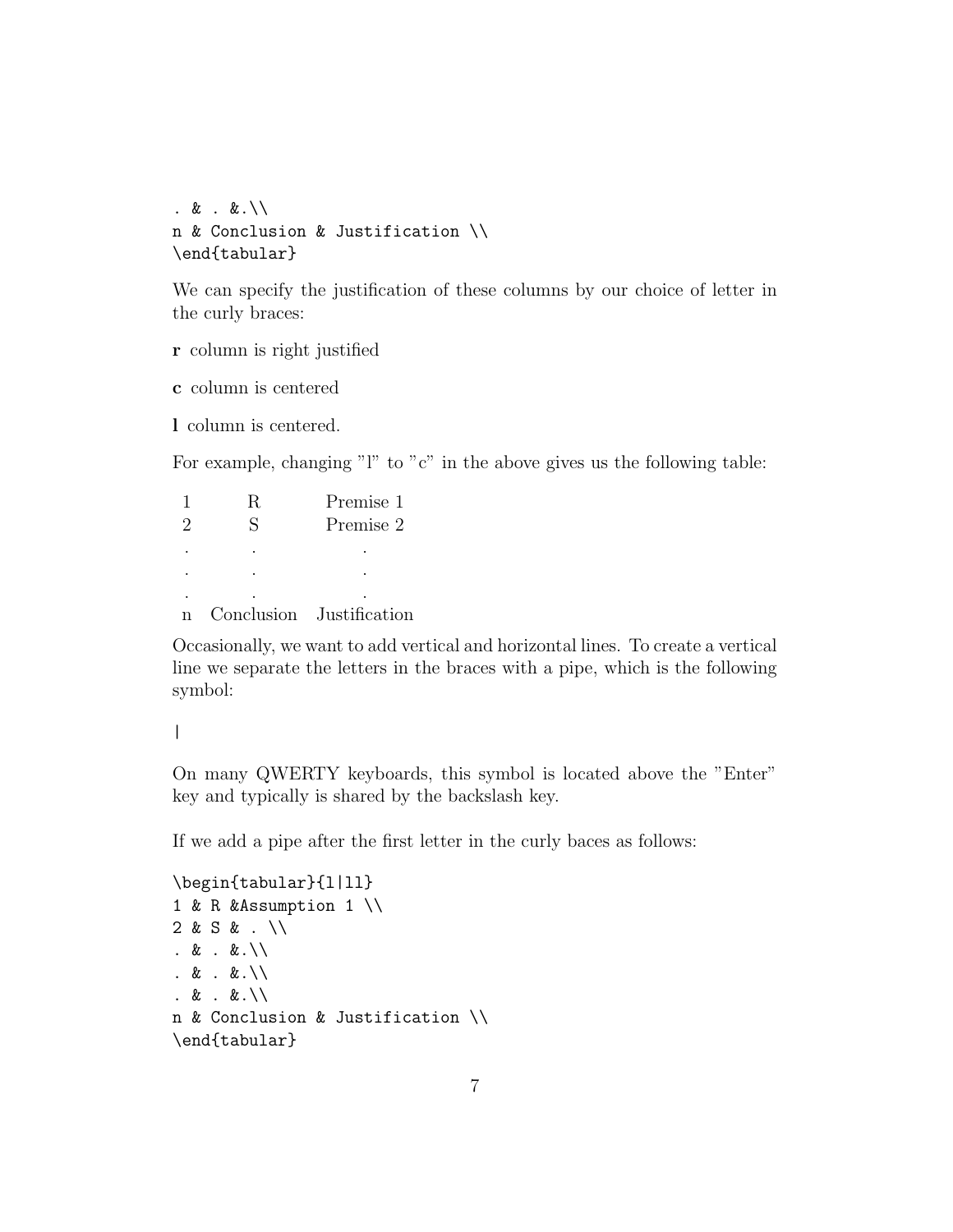```
. & . &.\\
n & Conclusion & Justification \\
\end{tabular}
```

We can specify the justification of these columns by our choice of letter in the curly braces:

**r** column is right justified

**c** column is centered

**l** column is centered.

For example, changing "l" to "c" in the above gives us the following table:

| | | |
|---|---|---|
| 1 | R | Premise 1 |
| 2 | S | Premise 2 |
| . | . | . |
| . | . | . |
| . | . | . |
| n | Conclusion | Justification |

Occasionally, we want to add vertical and horizontal lines. To create a vertical line we separate the letters in the braces with a pipe, which is the following symbol:

```
|
```

On many QWERTY keyboards, this symbol is located above the "Enter" key and typically is shared by the backslash key.

If we add a pipe after the first letter in the curly baces as follows:

```
\begin{tabular}{l|ll}
1 & R &Assumption 1 \\
2 & S & . \\
. & . &.\\
. & . &.\\
. & . &.\\
n & Conclusion & Justification \\
\end{tabular}
```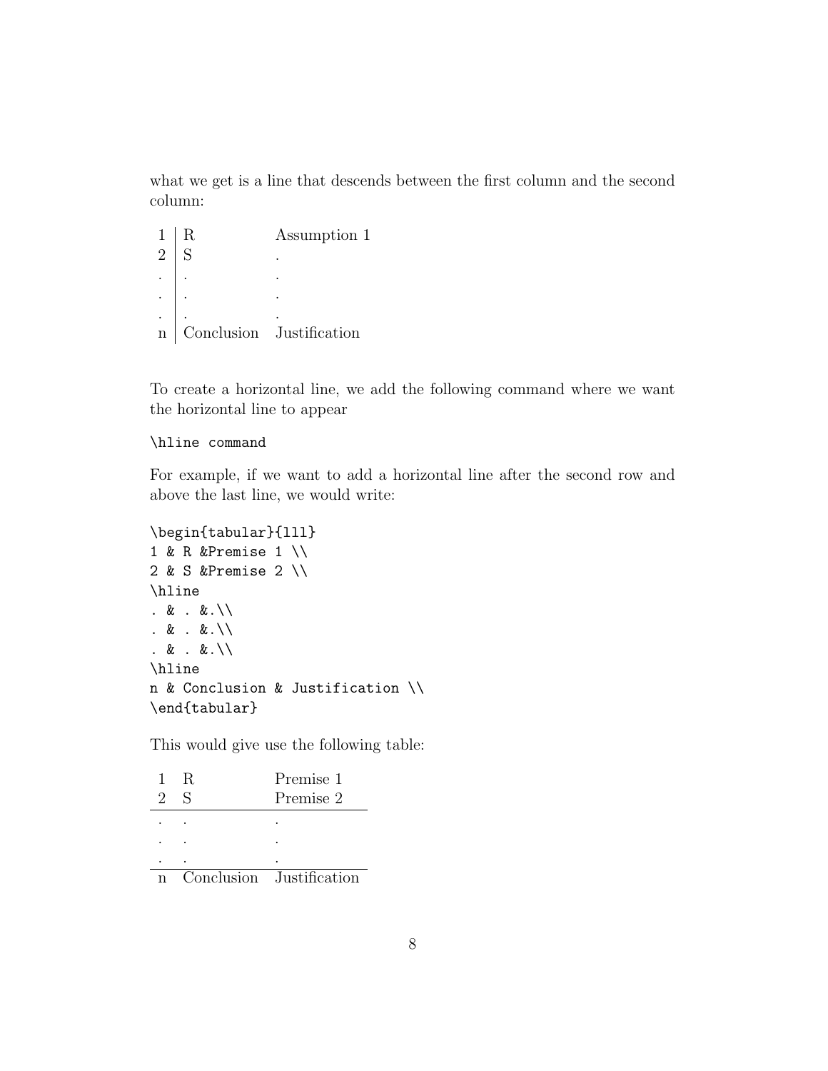what we get is a line that descends between the first column and the second column:

| | | |
|---|---|---|
| 1 | R | Assumption 1 |
| 2 | S | . |
| . | . | . |
| . | . | . |
| . | . | . |
| n | Conclusion | Justification |

To create a horizontal line, we add the following command where we want the horizontal line to appear

```
\hline command
```

For example, if we want to add a horizontal line after the second row and above the last line, we would write:

```
\begin{tabular}{lll}
1 & R &Premise 1 \\
2 & S &Premise 2 \\
\hline
. & . &.\\
. & . &.\\
. & . &.\\
\hline
n & Conclusion & Justification \\
\end{tabular}
```

This would give use the following table:

| | | |
|---|---|---|
| 1 | R | Premise 1 |
| 2 | S | Premise 2 |
| . | . | . |
| . | . | . |
| . | . | . |
| n | Conclusion | Justification |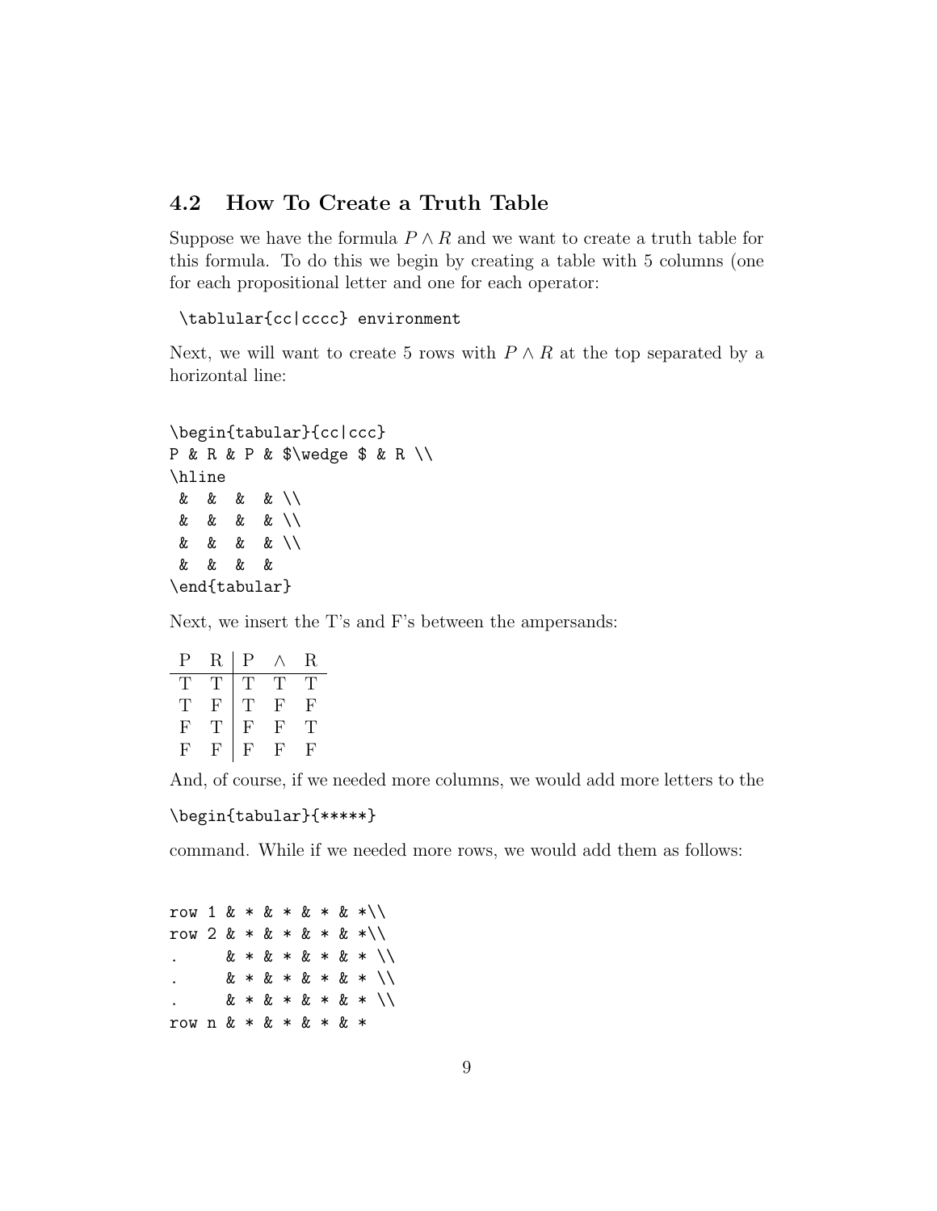## 4.2 How To Create a Truth Table

Suppose we have the formula $P \wedge R$ and we want to create a truth table for this formula. To do this we begin by creating a table with 5 columns (one for each propositional letter and one for each operator:

```
\tablular{cc|cccc} environment
```

Next, we will want to create 5 rows with $P \wedge R$ at the top separated by a horizontal line:

```
\begin{tabular}{cc|ccc}
P & R & P & $\wedge $ & R \\
\hline
 &  &  &  & \\
 &  &  &  & \\
 &  &  &  & \\
 &  &  &  &
\end{tabular}
```

Next, we insert the T's and F's between the ampersands:

| P | R | P | $\wedge$ | R |
|---|---|---|---|---|
| T | T | T | T | T |
| T | F | T | F | F |
| F | T | F | F | T |
| F | F | F | F | F |

And, of course, if we needed more columns, we would add more letters to the

```
\begin{tabular}{*****}
```

command. While if we needed more rows, we would add them as follows:

```
row 1 & * & * & * & *\\
row 2 & * & * & * & *\\
.     & * & * & * & * \\
.     & * & * & * & * \\
.     & * & * & * & * \\
row n & * & * & * & *
```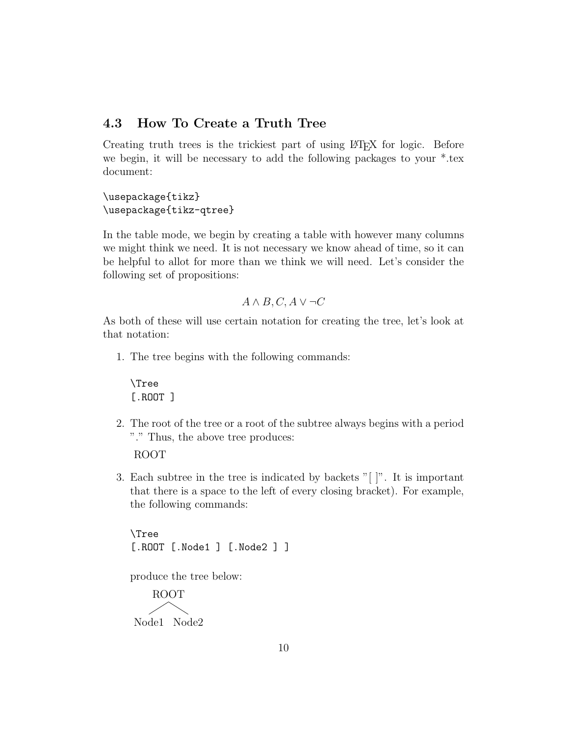## 4.3 How To Create a Truth Tree

Creating truth trees is the trickiest part of using LaTeX for logic. Before we begin, it will be necessary to add the following packages to your *.tex document:

```
\usepackage{tikz}
\usepackage{tikz-qtree}
```

In the table mode, we begin by creating a table with however many columns we might think we need. It is not necessary we know ahead of time, so it can be helpful to allot for more than we think we will need. Let's consider the following set of propositions:

$$A \wedge B, C, A \vee \neg C$$

As both of these will use certain notation for creating the tree, let's look at that notation:

1. The tree begins with the following commands:

   ```
   \Tree
   [.ROOT ]
   ```

2. The root of the tree or a root of the subtree always begins with a period "." Thus, the above tree produces:

   ROOT

3. Each subtree in the tree is indicated by backets "[ ]". It is important that there is a space to the left of every closing bracket). For example, the following commands:

   ```
   \Tree
   [.ROOT [.Node1 ] [.Node2 ] ]
   ```

   produce the tree below:

   ```
       ROOT
      /    \
   Node1  Node2
   ```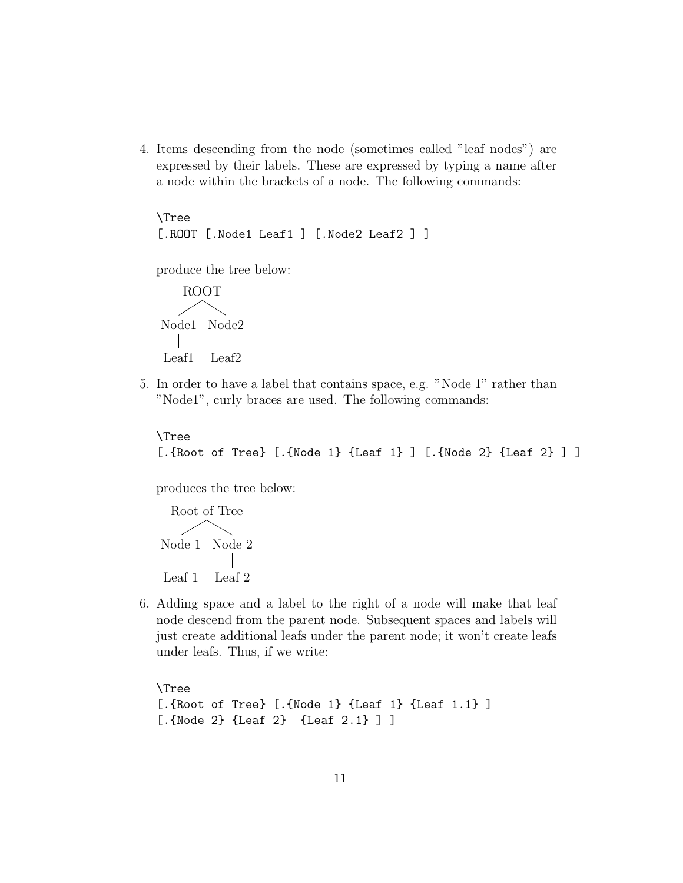4. Items descending from the node (sometimes called "leaf nodes") are expressed by their labels. These are expressed by typing a name after a node within the brackets of a node. The following commands:

   ```
   \Tree
   [.ROOT [.Node1 Leaf1 ] [.Node2 Leaf2 ] ]
   ```

   produce the tree below:

   ```
        ROOT
       /    \
   Node1   Node2
     |       |
   Leaf1   Leaf2
   ```

5. In order to have a label that contains space, e.g. "Node 1" rather than "Node1", curly braces are used. The following commands:

   ```
   \Tree
   [.{Root of Tree} [.{Node 1} {Leaf 1} ] [.{Node 2} {Leaf 2} ] ]
   ```

   produces the tree below:

   ```
      Root of Tree
       /       \
   Node 1    Node 2
     |          |
   Leaf 1    Leaf 2
   ```

6. Adding space and a label to the right of a node will make that leaf node descend from the parent node. Subsequent spaces and labels will just create additional leafs under the parent node; it won't create leafs under leafs. Thus, if we write:

   ```
   \Tree
   [.{Root of Tree} [.{Node 1} {Leaf 1} {Leaf 1.1} ]
   [.{Node 2} {Leaf 2}  {Leaf 2.1} ] ]
   ```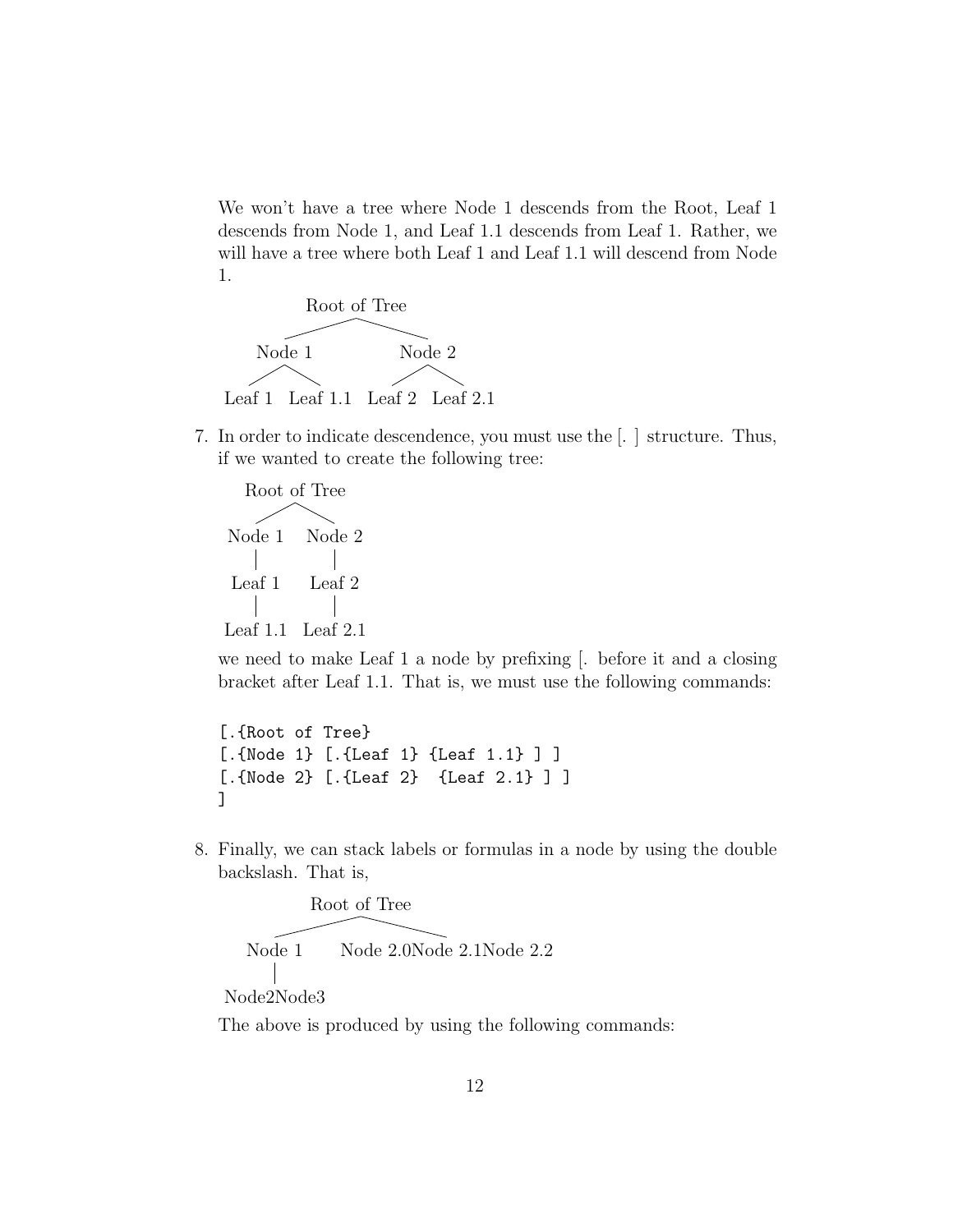We won't have a tree where Node 1 descends from the Root, Leaf 1 descends from Node 1, and Leaf 1.1 descends from Leaf 1. Rather, we will have a tree where both Leaf 1 and Leaf 1.1 will descend from Node 1.

```
              Root of Tree
          /                \
     Node 1              Node 2
     /    \              /    \
Leaf 1  Leaf 1.1    Leaf 2  Leaf 2.1
```

7. In order to indicate descendence, you must use the [. ] structure. Thus, if we wanted to create the following tree:

```
     Root of Tree
     /          \
  Node 1      Node 2
    |            |
  Leaf 1      Leaf 2
    |            |
 Leaf 1.1    Leaf 2.1
```

we need to make Leaf 1 a node by prefixing [. before it and a closing bracket after Leaf 1.1. That is, we must use the following commands:

```
[.{Root of Tree}
[.{Node 1} [.{Leaf 1} {Leaf 1.1} ] ]
[.{Node 2} [.{Leaf 2}  {Leaf 2.1} ] ]
]
```

8. Finally, we can stack labels or formulas in a node by using the double backslash. That is,

```
            Root of Tree
        /                  \
   Node 1          Node 2.0Node 2.1Node 2.2
     |
 Node2Node3
```

The above is produced by using the following commands: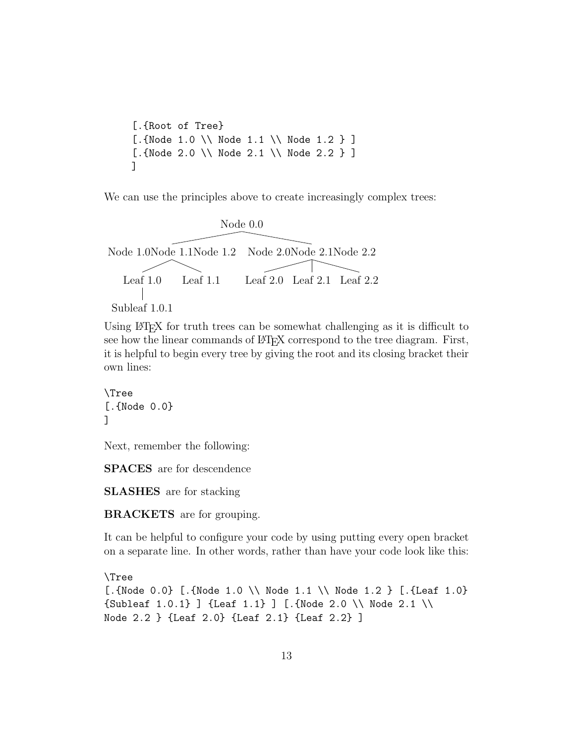```
[.{Root of Tree}
[.{Node 1.0 \\ Node 1.1 \\ Node 1.2 } ]
[.{Node 2.0 \\ Node 2.1 \\ Node 2.2 } ]
]
```

We can use the principles above to create increasingly complex trees:

```
                         Node 0.0
Node 1.0Node 1.1Node 1.2    Node 2.0Node 2.1Node 2.2
   Leaf 1.0     Leaf 1.1     Leaf 2.0  Leaf 2.1  Leaf 2.2
  Subleaf 1.0.1
```

Using LaTeX for truth trees can be somewhat challenging as it is difficult to see how the linear commands of LaTeX correspond to the tree diagram. First, it is helpful to begin every tree by giving the root and its closing bracket their own lines:

```
\Tree
[.{Node 0.0}
]
```

Next, remember the following:

**SPACES** are for descendence

**SLASHES** are for stacking

**BRACKETS** are for grouping.

It can be helpful to configure your code by using putting every open bracket on a separate line. In other words, rather than have your code look like this:

```
\Tree
[.{Node 0.0} [.{Node 1.0 \\ Node 1.1 \\ Node 1.2 } [.{Leaf 1.0}
{Subleaf 1.0.1} ] {Leaf 1.1} ] [.{Node 2.0 \\ Node 2.1 \\
Node 2.2 } {Leaf 2.0} {Leaf 2.1} {Leaf 2.2} ]
```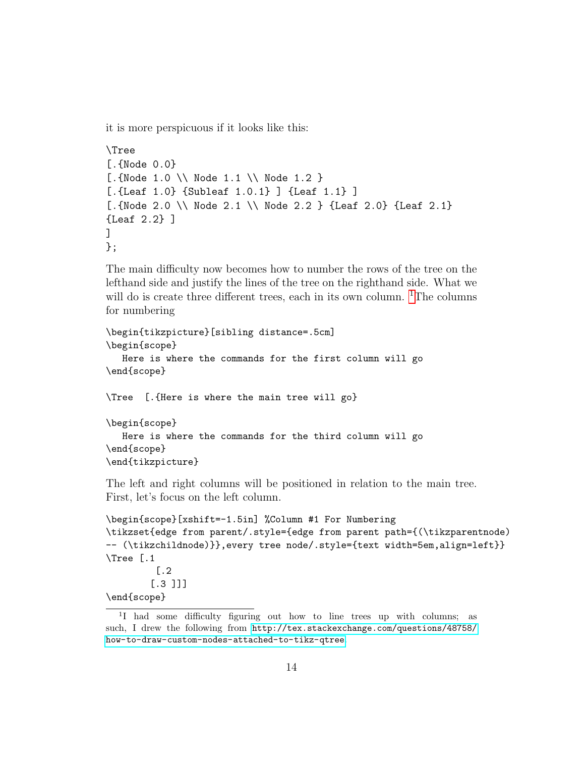it is more perspicuous if it looks like this:

```
\Tree
[.{Node 0.0}
[.{Node 1.0 \\ Node 1.1 \\ Node 1.2 }
[.{Leaf 1.0} {Subleaf 1.0.1} ] {Leaf 1.1} ]
[.{Node 2.0 \\ Node 2.1 \\ Node 2.2 } {Leaf 2.0} {Leaf 2.1}
{Leaf 2.2} ]
]
};
```

The main difficulty now becomes how to number the rows of the tree on the lefthand side and justify the lines of the tree on the righthand side. What we will do is create three different trees, each in its own column. [1]The columns for numbering

```
\begin{tikzpicture}[sibling distance=.5cm]
\begin{scope}
   Here is where the commands for the first column will go
\end{scope}

\Tree  [.{Here is where the main tree will go}

\begin{scope}
   Here is where the commands for the third column will go
\end{scope}
\end{tikzpicture}
```

The left and right columns will be positioned in relation to the main tree. First, let's focus on the left column.

```
\begin{scope}[xshift=-1.5in] %Column #1 For Numbering
\tikzset{edge from parent/.style={edge from parent path={(\tikzparentnode)
-- (\tikzchildnode)}},every tree node/.style={text width=5em,align=left}}
\Tree [.1
         [.2
        [.3 ]]]
\end{scope}
```

[1] I had some difficulty figuring out how to line trees up with columns; as such, I drew the following from http://tex.stackexchange.com/questions/48758/how-to-draw-custom-nodes-attached-to-tikz-qtree.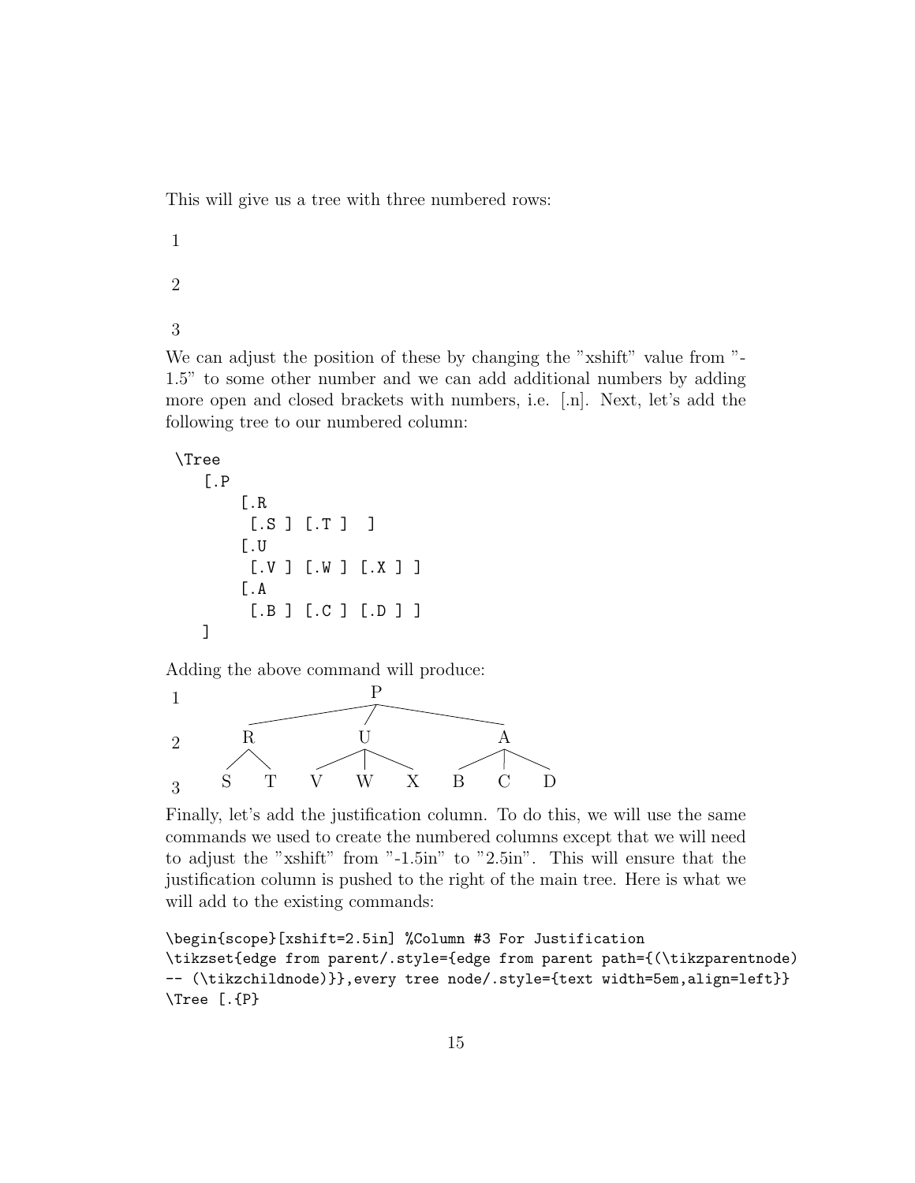This will give us a tree with three numbered rows:

1

2

3

We can adjust the position of these by changing the "xshift" value from "-1.5" to some other number and we can add additional numbers by adding more open and closed brackets with numbers, i.e. [.n]. Next, let's add the following tree to our numbered column:

```
\Tree
   [.P
       [.R
        [.S ] [.T ]  ]
       [.U
        [.V ] [.W ] [.X ] ]
       [.A
        [.B ] [.C ] [.D ] ]
   ]
```

Adding the above command will produce:

```
1                    P
          ___________/|\___________
2        R            U            A
        / \        /  |  \      /  |  \
3      S   T      V   W   X    B   C   D
```

Finally, let's add the justification column. To do this, we will use the same commands we used to create the numbered columns except that we will need to adjust the "xshift" from "-1.5in" to "2.5in". This will ensure that the justification column is pushed to the right of the main tree. Here is what we will add to the existing commands:

```
\begin{scope}[xshift=2.5in] %Column #3 For Justification
\tikzset{edge from parent/.style={edge from parent path={(\tikzparentnode)
-- (\tikzchildnode)}},every tree node/.style={text width=5em,align=left}}
\Tree [.{P}
```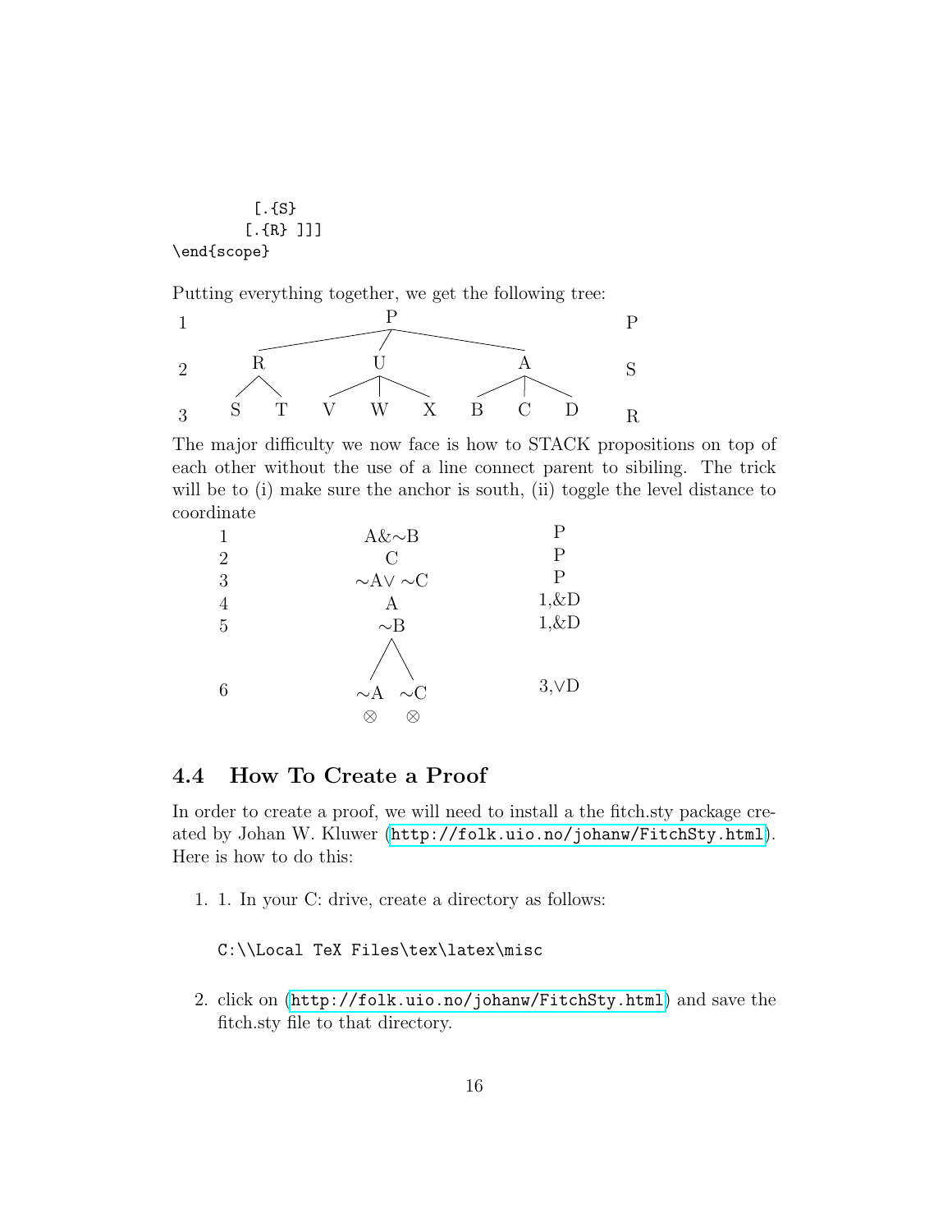```
        [.{S}
       [.{R} ]]]
\end{scope}
```

Putting everything together, we get the following tree:

```
1                     P                       P
         ___________/ | \___________
2       R             U             A         S
       / \          / | \         / | \
3     S   T        V  W  X       B  C  D      R
```

The major difficulty we now face is how to STACK propositions on top of each other without the use of a line connect parent to sibiling. The trick will be to (i) make sure the anchor is south, (ii) toggle the level distance to coordinate

```
1          A&∼B          P
2            C           P
3         ∼A∨ ∼C         P
4            A         1,&D
5           ∼B         1,&D
            / \
6        ∼A   ∼C       3,∨D
          ⊗     ⊗
```

## 4.4 How To Create a Proof

In order to create a proof, we will need to install a the fitch.sty package created by Johan W. Kluwer (http://folk.uio.no/johanw/FitchSty.html). Here is how to do this:

1. 1. In your C: drive, create a directory as follows:

   `C:\\Local TeX Files\tex\latex\misc`

2. click on (http://folk.uio.no/johanw/FitchSty.html) and save the fitch.sty file to that directory.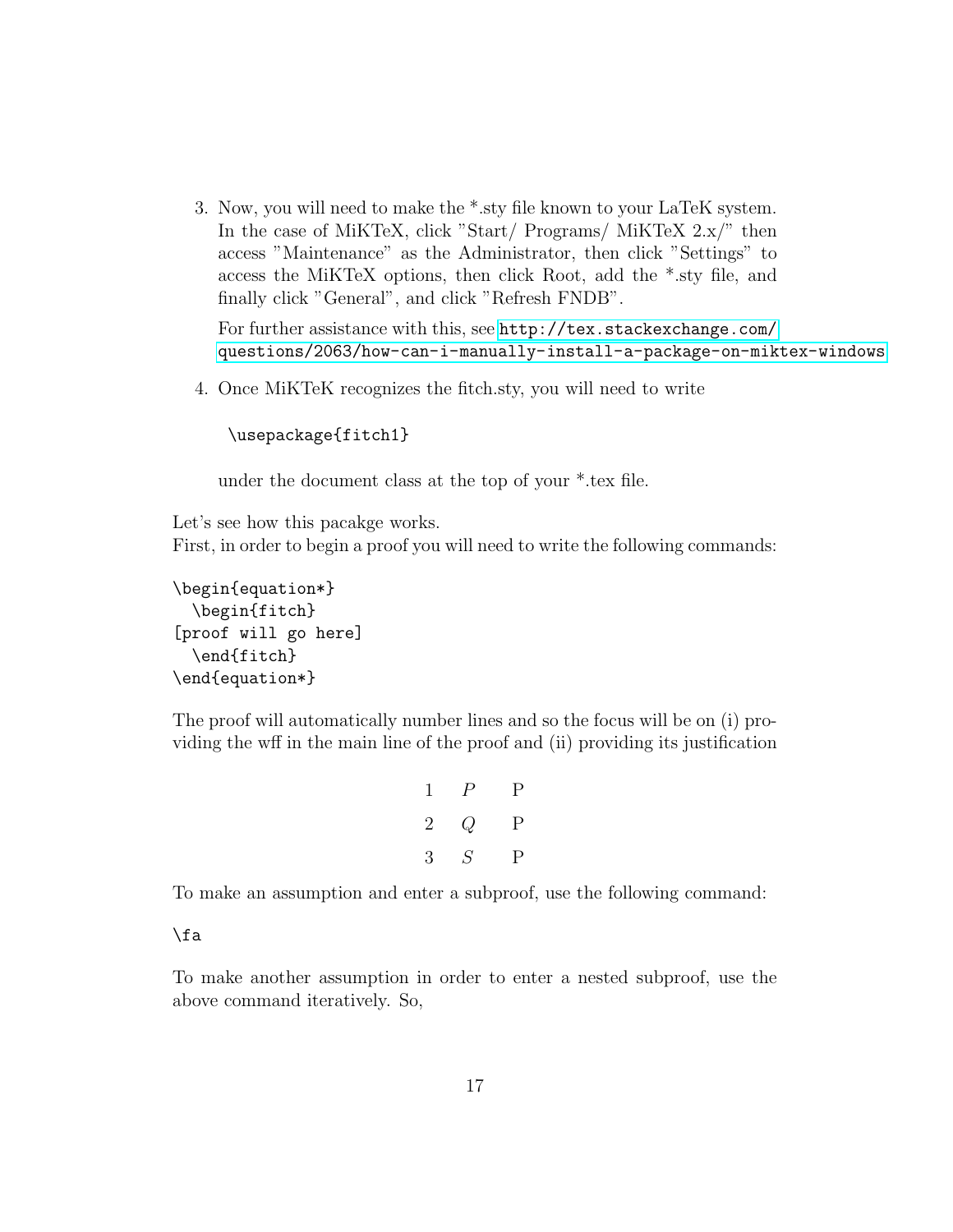3. Now, you will need to make the *.sty file known to your LaTeK system. In the case of MiKTeX, click "Start/ Programs/ MiKTeX 2.x/" then access "Maintenance" as the Administrator, then click "Settings" to access the MiKTeX options, then click Root, add the *.sty file, and finally click "General", and click "Refresh FNDB".

   For further assistance with this, see http://tex.stackexchange.com/questions/2063/how-can-i-manually-install-a-package-on-miktex-windows

4. Once MiKTeK recognizes the fitch.sty, you will need to write

   ```
   \usepackage{fitch1}
   ```

   under the document class at the top of your *.tex file.

Let's see how this pacakge works.
First, in order to begin a proof you will need to write the following commands:

```
\begin{equation*}
  \begin{fitch}
[proof will go here]
  \end{fitch}
\end{equation*}
```

The proof will automatically number lines and so the focus will be on (i) providing the wff in the main line of the proof and (ii) providing its justification

| | | |
|---|---|---|
| 1 | $P$ | P |
| 2 | $Q$ | P |
| 3 | $S$ | P |

To make an assumption and enter a subproof, use the following command:

```
\fa
```

To make another assumption in order to enter a nested subproof, use the above command iteratively. So,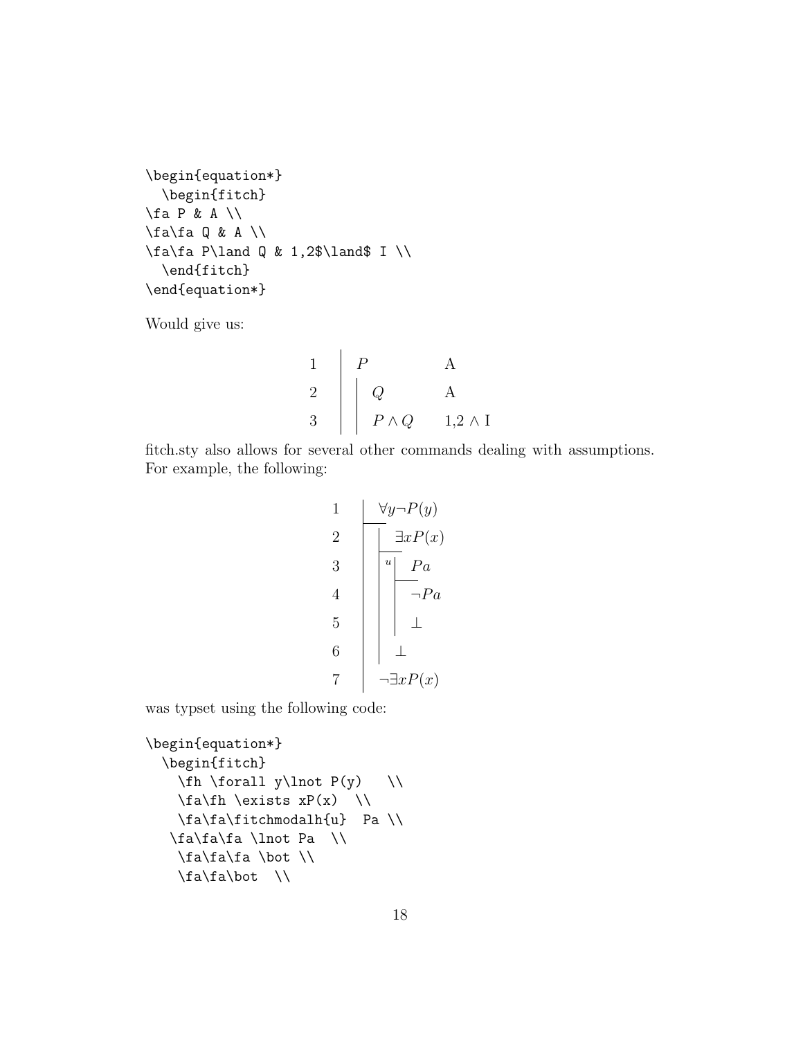```
\begin{equation*}
  \begin{fitch}
\fa P & A \\
\fa\fa Q & A \\
\fa\fa P\land Q & 1,2$\land$ I \\
  \end{fitch}
\end{equation*}
```

Would give us:

$$
\begin{array}{r|l|ll}
1 & P & & \text{A} \\
2 & & Q & \text{A} \\
3 & & P \land Q & 1{,}2 \land \text{I}
\end{array}
$$

fitch.sty also allows for several other commands dealing with assumptions. For example, the following:

$$
\begin{array}{rl}
1 & \forall y \neg P(y) \\
2 & \quad \exists x P(x) \\
3 & \quad {}^{u} \quad Pa \\
4 & \qquad \neg Pa \\
5 & \qquad \bot \\
6 & \quad \bot \\
7 & \neg \exists x P(x)
\end{array}
$$

was typset using the following code:

```
\begin{equation*}
  \begin{fitch}
    \fh \forall y\lnot P(y)   \\
    \fa\fh \exists xP(x)  \\
    \fa\fa\fitchmodalh{u}  Pa \\
   \fa\fa\fa \lnot Pa  \\
    \fa\fa\fa \bot \\
    \fa\fa\bot  \\
```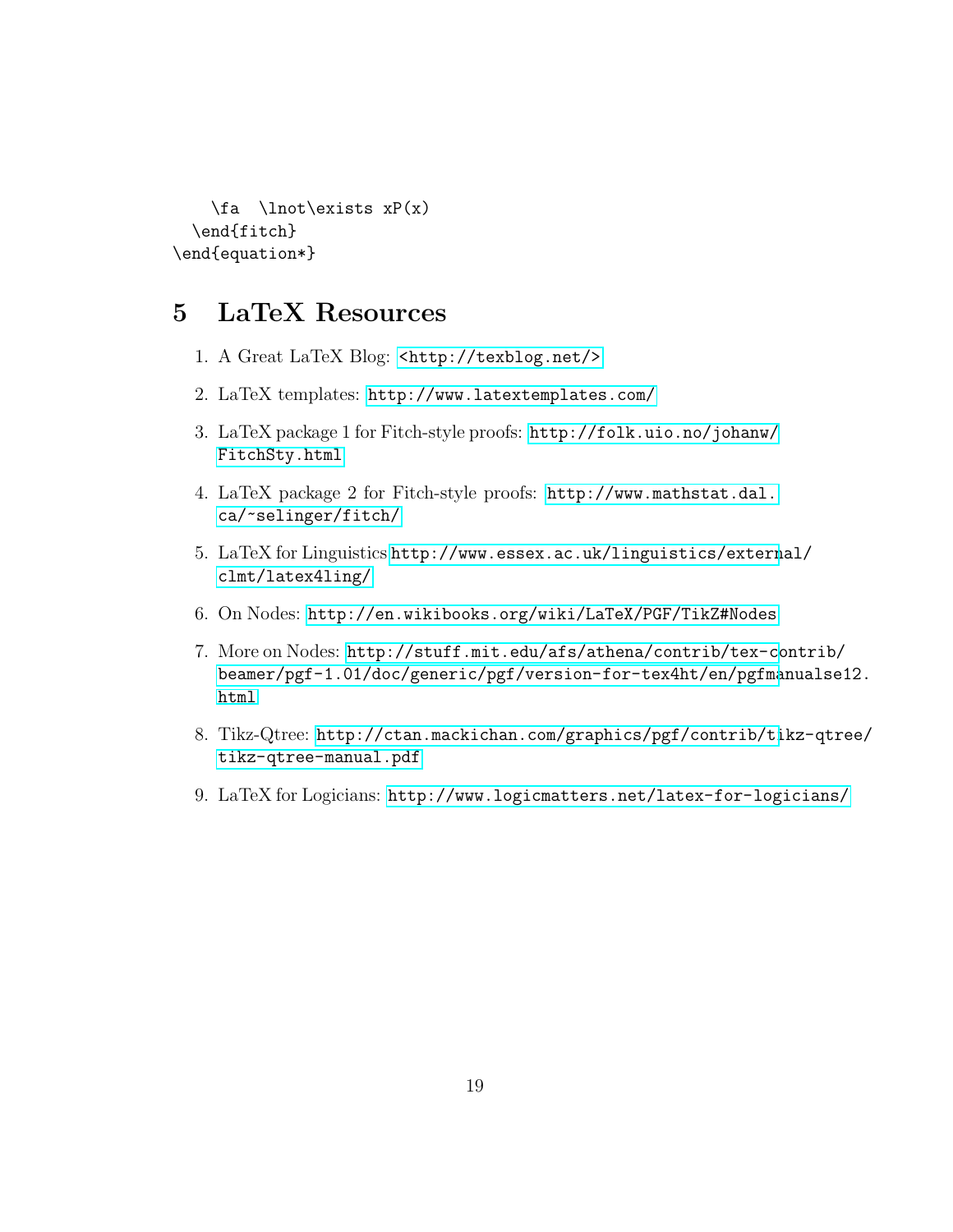```
    \fa  \lnot\exists xP(x)
  \end{fitch}
\end{equation*}
```

## 5 LaTeX Resources

1. A Great LaTeX Blog: <http://texblog.net/>
2. LaTeX templates: http://www.latextemplates.com/
3. LaTeX package 1 for Fitch-style proofs: http://folk.uio.no/johanw/FitchSty.html
4. LaTeX package 2 for Fitch-style proofs: http://www.mathstat.dal.ca/~selinger/fitch/
5. LaTeX for Linguistics http://www.essex.ac.uk/linguistics/external/clmt/latex4ling/
6. On Nodes: http://en.wikibooks.org/wiki/LaTeX/PGF/TikZ#Nodes
7. More on Nodes: http://stuff.mit.edu/afs/athena/contrib/tex-contrib/beamer/pgf-1.01/doc/generic/pgf/version-for-tex4ht/en/pgfmanualse12.html
8. Tikz-Qtree: http://ctan.mackichan.com/graphics/pgf/contrib/tikz-qtree/tikz-qtree-manual.pdf
9. LaTeX for Logicians: http://www.logicmatters.net/latex-for-logicians/